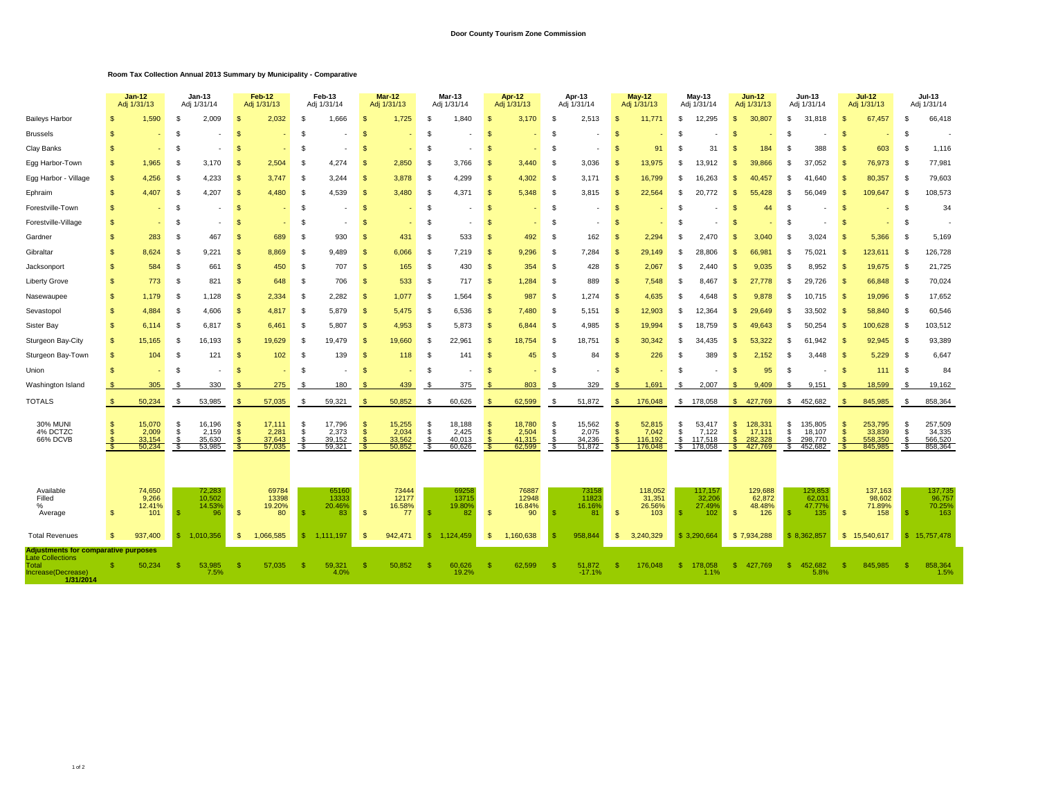**Door County Tourism Zone Commission**

**Room Tax Collection Annual 2013 Summary by Municipality - Comparative**

| | Jan-12 Adj 1/31/13 | Jan-13 Adj 1/31/14 | Feb-12 Adj 1/31/13 | Feb-13 Adj 1/31/14 | Mar-12 Adj 1/31/13 | Mar-13 Adj 1/31/14 | Apr-12 Adj 1/31/13 | Apr-13 Adj 1/31/14 | May-12 Adj 1/31/13 | May-13 Adj 1/31/14 | Jun-12 Adj 1/31/13 | Jun-13 Adj 1/31/14 | Jul-12 Adj 1/31/13 | Jul-13 Adj 1/31/14 |
|---|---|---|---|---|---|---|---|---|---|---|---|---|---|---|
| Baileys Harbor | $ 1,590 | $ 2,009 | $ 2,032 | $ 1,666 | $ 1,725 | $ 1,840 | $ 3,170 | $ 2,513 | $ 11,771 | $ 12,295 | $ 30,807 | $ 31,818 | $ 67,457 | $ 66,418 |
| Brussels | $ - | $ - | $ - | $ - | $ - | $ - | $ - | $ - | $ - | $ - | $ - | $ - | $ - | $ - |
| Clay Banks | $ - | $ - | $ - | $ - | $ - | $ - | $ - | $ - | $ 91 | $ 31 | $ 184 | $ 388 | $ 603 | $ 1,116 |
| Egg Harbor-Town | $ 1,965 | $ 3,170 | $ 2,504 | $ 4,274 | $ 2,850 | $ 3,766 | $ 3,440 | $ 3,036 | $ 13,975 | $ 13,912 | $ 39,866 | $ 37,052 | $ 76,973 | $ 77,981 |
| Egg Harbor - Village | $ 4,256 | $ 4,233 | $ 3,747 | $ 3,244 | $ 3,878 | $ 4,299 | $ 4,302 | $ 3,171 | $ 16,799 | $ 16,263 | $ 40,457 | $ 41,640 | $ 80,357 | $ 79,603 |
| Ephraim | $ 4,407 | $ 4,207 | $ 4,480 | $ 4,539 | $ 3,480 | $ 4,371 | $ 5,348 | $ 3,815 | $ 22,564 | $ 20,772 | $ 55,428 | $ 56,049 | $ 109,647 | $ 108,573 |
| Forestville-Town | $ - | $ - | $ - | $ - | $ - | $ - | $ - | $ - | $ - | $ - | $ 44 | $ - | $ - | $ 34 |
| Forestville-Village | $ - | $ - | $ - | $ - | $ - | $ - | $ - | $ - | $ - | $ - | $ - | $ - | $ - | $ - |
| Gardner | $ 283 | $ 467 | $ 689 | $ 930 | $ 431 | $ 533 | $ 492 | $ 162 | $ 2,294 | $ 2,470 | $ 3,040 | $ 3,024 | $ 5,366 | $ 5,169 |
| Gibraltar | $ 8,624 | $ 9,221 | $ 8,869 | $ 9,489 | $ 6,066 | $ 7,219 | $ 9,296 | $ 7,284 | $ 29,149 | $ 28,806 | $ 66,981 | $ 75,021 | $ 123,611 | $ 126,728 |
| Jacksonport | $ 584 | $ 661 | $ 450 | $ 707 | $ 165 | $ 430 | $ 354 | $ 428 | $ 2,067 | $ 2,440 | $ 9,035 | $ 8,952 | $ 19,675 | $ 21,725 |
| Liberty Grove | $ 773 | $ 821 | $ 648 | $ 706 | $ 533 | $ 717 | $ 1,284 | $ 889 | $ 7,548 | $ 8,467 | $ 27,778 | $ 29,726 | $ 66,848 | $ 70,024 |
| Nasewaupee | $ 1,179 | $ 1,128 | $ 2,334 | $ 2,282 | $ 1,077 | $ 1,564 | $ 987 | $ 1,274 | $ 4,635 | $ 4,648 | $ 9,878 | $ 10,715 | $ 19,096 | $ 17,652 |
| Sevastopol | $ 4,884 | $ 4,606 | $ 4,817 | $ 5,879 | $ 5,475 | $ 6,536 | $ 7,480 | $ 5,151 | $ 12,903 | $ 12,364 | $ 29,649 | $ 33,502 | $ 58,840 | $ 60,546 |
| Sister Bay | $ 6,114 | $ 6,817 | $ 6,461 | $ 5,807 | $ 4,953 | $ 5,873 | $ 6,844 | $ 4,985 | $ 19,994 | $ 18,759 | $ 49,643 | $ 50,254 | $ 100,628 | $ 103,512 |
| Sturgeon Bay-City | $ 15,165 | $ 16,193 | $ 19,629 | $ 19,479 | $ 19,660 | $ 22,961 | $ 18,754 | $ 18,751 | $ 30,342 | $ 34,435 | $ 53,322 | $ 61,942 | $ 92,945 | $ 93,389 |
| Sturgeon Bay-Town | $ 104 | $ 121 | $ 102 | $ 139 | $ 118 | $ 141 | $ 45 | $ 84 | $ 226 | $ 389 | $ 2,152 | $ 3,448 | $ 5,229 | $ 6,647 |
| Union | $ - | $ - | $ - | $ - | $ - | $ - | $ - | $ - | $ - | $ - | $ 95 | $ - | $ 111 | $ 84 |
| Washington Island | $ 305 | $ 330 | $ 275 | $ 180 | $ 439 | $ 375 | $ 803 | $ 329 | $ 1,691 | $ 2,007 | $ 9,409 | $ 9,151 | $ 18,599 | $ 19,162 |
| TOTALS | $ 50,234 | $ 53,985 | $ 57,035 | $ 59,321 | $ 50,852 | $ 60,626 | $ 62,599 | $ 51,872 | $ 176,048 | $ 178,058 | $ 427,769 | $ 452,682 | $ 845,985 | $ 858,364 |
| 30% MUNI | $ 15,070 | $ 16,196 | $ 17,111 | $ 17,796 | $ 15,255 | $ 18,188 | $ 18,780 | $ 15,562 | $ 52,815 | $ 53,417 | $ 128,331 | $ 135,805 | $ 253,795 | $ 257,509 |
| 4% DCTZC | $ 2,009 | $ 2,159 | $ 2,281 | $ 2,373 | $ 2,034 | $ 2,425 | $ 2,504 | $ 2,075 | $ 7,042 | $ 7,122 | $ 17,111 | $ 18,107 | $ 33,839 | $ 34,335 |
| 66% DCVB | $ 33,154 | $ 35,630 | $ 37,643 | $ 39,152 | $ 33,562 | $ 40,013 | $ 41,315 | $ 34,236 | $ 116,192 | $ 117,518 | $ 282,328 | $ 298,770 | $ 558,350 | $ 566,520 |
| | $ 50,234 | $ 53,985 | $ 57,035 | $ 59,321 | $ 50,852 | $ 60,626 | $ 62,599 | $ 51,872 | $ 176,048 | $ 178,058 | $ 427,769 | $ 452,682 | $ 845,985 | $ 858,364 |
| Available | 74,650 | 72,283 | 69784 | 65160 | 73444 | 69258 | 76887 | 73158 | 118,052 | 117,157 | 129,688 | 129,853 | 137,163 | 137,735 |
| Filled | 9,266 | 10,502 | 13398 | 13333 | 12177 | 13715 | 12948 | 11823 | 31,351 | 32,206 | 62,872 | 62,031 | 98,602 | 96,757 |
| % | 12.41% | 14.53% | 19.20% | 20.46% | 16.58% | 19.80% | 16.84% | 16.16% | 26.56% | 27.49% | 48.48% | 47.77% | 71.89% | 70.25% |
| Average | $ 101 | $ 96 | $ 80 | $ 83 | $ 77 | $ 82 | $ 90 | $ 81 | $ 103 | $ 102 | $ 126 | $ 135 | $ 158 | $ 163 |
| Total Revenues | $ 937,400 | $ 1,010,356 | $ 1,066,585 | $ 1,111,197 | $ 942,471 | $ 1,124,459 | $ 1,160,638 | $ 958,844 | $ 3,240,329 | $ 3,290,664 | $ 7,934,288 | $ 8,362,857 | $ 15,540,617 | $ 15,757,478 |
| **Adjustments for comparative purposes** | | | | | | | | | | | | | | |
| Late Collections | | | | | | | | | | | | | | |
| Total | $ 50,234 | $ 53,985 | $ 57,035 | $ 59,321 | $ 50,852 | $ 60,626 | $ 62,599 | $ 51,872 | $ 176,048 | $ 178,058 | $ 427,769 | $ 452,682 | $ 845,985 | $ 858,364 |
| Increase(Decrease) 1/31/2014 | | 7.5% | | 4.0% | | 19.2% | | -17.1% | | 1.1% | | 5.8% | | 1.5% |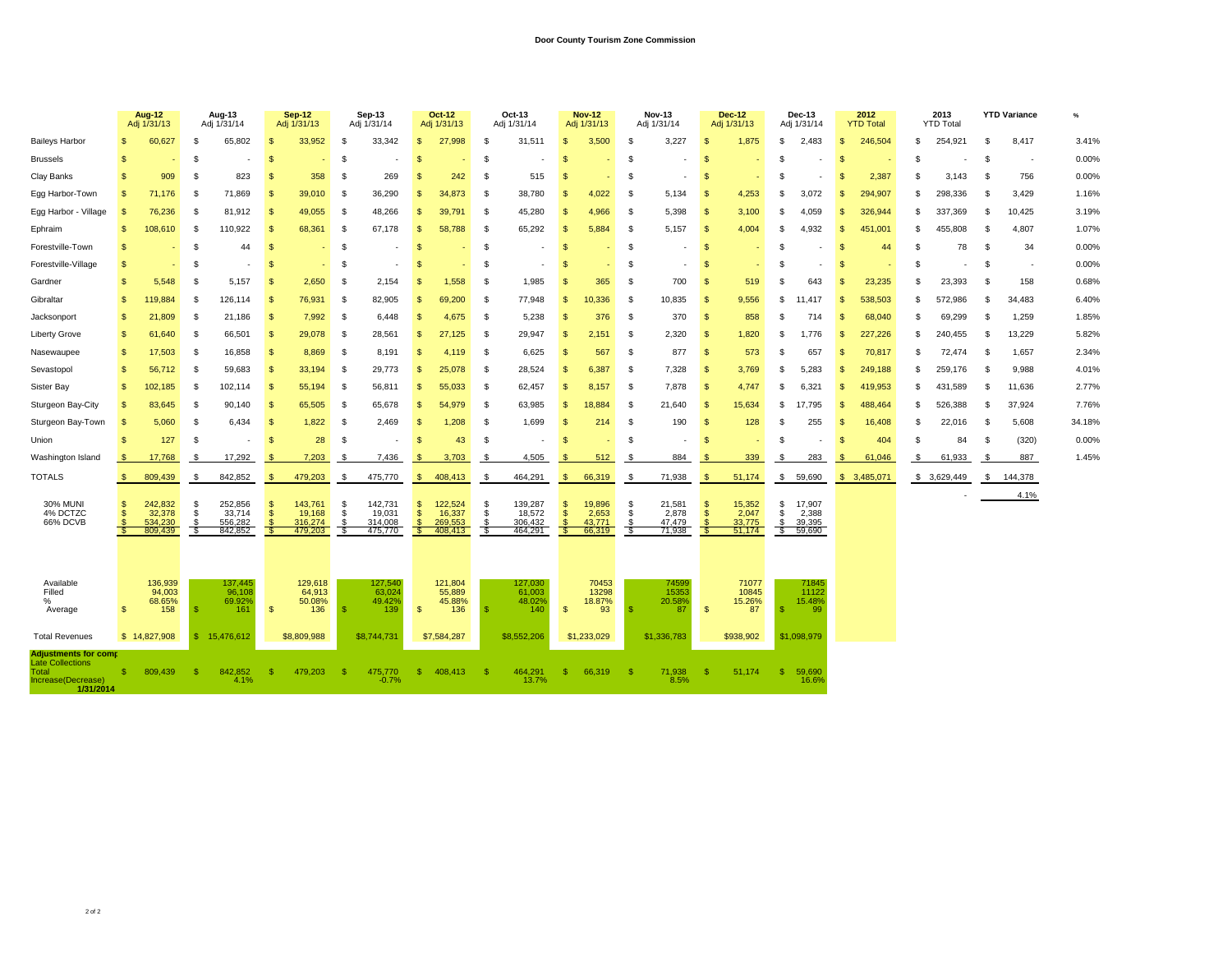# Door County Tourism Zone Commission

| | Aug-12 Adj 1/31/13 | Aug-13 Adj 1/31/14 | Sep-12 Adj 1/31/13 | Sep-13 Adj 1/31/14 | Oct-12 Adj 1/31/13 | Oct-13 Adj 1/31/14 | Nov-12 Adj 1/31/13 | Nov-13 Adj 1/31/14 | Dec-12 Adj 1/31/13 | Dec-13 Adj 1/31/14 | 2012 YTD Total | 2013 YTD Total | YTD Variance | % |
|---|---|---|---|---|---|---|---|---|---|---|---|---|---|---|
| Baileys Harbor | $ 60,627 | $ 65,802 | $ 33,952 | $ 33,342 | $ 27,998 | $ 31,511 | $ 3,500 | $ 3,227 | $ 1,875 | $ 2,483 | $ 246,504 | $ 254,921 | $ 8,417 | 3.41% |
| Brussels | $ - | $ - | $ - | $ - | $ - | $ - | $ - | $ - | $ - | $ - | $ - | $ - | $ - | 0.00% |
| Clay Banks | $ 909 | $ 823 | $ 358 | $ 269 | $ 242 | $ 515 | $ - | $ - | $ - | $ - | $ 2,387 | $ 3,143 | $ 756 | 0.00% |
| Egg Harbor-Town | $ 71,176 | $ 71,869 | $ 39,010 | $ 36,290 | $ 34,873 | $ 38,780 | $ 4,022 | $ 5,134 | $ 4,253 | $ 3,072 | $ 294,907 | $ 298,336 | $ 3,429 | 1.16% |
| Egg Harbor - Village | $ 76,236 | $ 81,912 | $ 49,055 | $ 48,266 | $ 39,791 | $ 45,280 | $ 4,966 | $ 5,398 | $ 3,100 | $ 4,059 | $ 326,944 | $ 337,369 | $ 10,425 | 3.19% |
| Ephraim | $ 108,610 | $ 110,922 | $ 68,361 | $ 67,178 | $ 58,788 | $ 65,292 | $ 5,884 | $ 5,157 | $ 4,004 | $ 4,932 | $ 451,001 | $ 455,808 | $ 4,807 | 1.07% |
| Forestville-Town | $ - | $ 44 | $ - | $ - | $ - | $ - | $ - | $ - | $ - | $ - | $ 44 | $ 78 | $ 34 | 0.00% |
| Forestville-Village | $ - | $ - | $ - | $ - | $ - | $ - | $ - | $ - | $ - | $ - | $ - | $ - | $ - | 0.00% |
| Gardner | $ 5,548 | $ 5,157 | $ 2,650 | $ 2,154 | $ 1,558 | $ 1,985 | $ 365 | $ 700 | $ 519 | $ 643 | $ 23,235 | $ 23,393 | $ 158 | 0.68% |
| Gibraltar | $ 119,884 | $ 126,114 | $ 76,931 | $ 82,905 | $ 69,200 | $ 77,948 | $ 10,336 | $ 10,835 | $ 9,556 | $ 11,417 | $ 538,503 | $ 572,986 | $ 34,483 | 6.40% |
| Jacksonport | $ 21,809 | $ 21,186 | $ 7,992 | $ 6,448 | $ 4,675 | $ 5,238 | $ 376 | $ 370 | $ 858 | $ 714 | $ 68,040 | $ 69,299 | $ 1,259 | 1.85% |
| Liberty Grove | $ 61,640 | $ 66,501 | $ 29,078 | $ 28,561 | $ 27,125 | $ 29,947 | $ 2,151 | $ 2,320 | $ 1,820 | $ 1,776 | $ 227,226 | $ 240,455 | $ 13,229 | 5.82% |
| Nasewaupee | $ 17,503 | $ 16,858 | $ 8,869 | $ 8,191 | $ 4,119 | $ 6,625 | $ 567 | $ 877 | $ 573 | $ 657 | $ 70,817 | $ 72,474 | $ 1,657 | 2.34% |
| Sevastopol | $ 56,712 | $ 59,683 | $ 33,194 | $ 29,773 | $ 25,078 | $ 28,524 | $ 6,387 | $ 7,328 | $ 3,769 | $ 5,283 | $ 249,188 | $ 259,176 | $ 9,988 | 4.01% |
| Sister Bay | $ 102,185 | $ 102,114 | $ 55,194 | $ 56,811 | $ 55,033 | $ 62,457 | $ 8,157 | $ 7,878 | $ 4,747 | $ 6,321 | $ 419,953 | $ 431,589 | $ 11,636 | 2.77% |
| Sturgeon Bay-City | $ 83,645 | $ 90,140 | $ 65,505 | $ 65,678 | $ 54,979 | $ 63,985 | $ 18,884 | $ 21,640 | $ 15,634 | $ 17,795 | $ 488,464 | $ 526,388 | $ 37,924 | 7.76% |
| Sturgeon Bay-Town | $ 5,060 | $ 6,434 | $ 1,822 | $ 2,469 | $ 1,208 | $ 1,699 | $ 214 | $ 190 | $ 128 | $ 255 | $ 16,408 | $ 22,016 | $ 5,608 | 34.18% |
| Union | $ 127 | $ - | $ 28 | $ - | $ 43 | $ - | $ - | $ - | $ - | $ - | $ 404 | $ 84 | $ (320) | 0.00% |
| Washington Island | $ 17,768 | $ 17,292 | $ 7,203 | $ 7,436 | $ 3,703 | $ 4,505 | $ 512 | $ 884 | $ 339 | $ 283 | $ 61,046 | $ 61,933 | $ 887 | 1.45% |
| TOTALS | $ 809,439 | $ 842,852 | $ 479,203 | $ 475,770 | $ 408,413 | $ 464,291 | $ 66,319 | $ 71,938 | $ 51,174 | $ 59,690 | $ 3,485,071 | $ 3,629,449 | $ 144,378 | |
| | | | | | | | | | | | | - | 4.1% | |
| 30% MUNI | $ 242,832 | $ 252,856 | $ 143,761 | $ 142,731 | $ 122,524 | $ 139,287 | $ 19,896 | $ 21,581 | $ 15,352 | $ 17,907 | | | | |
| 4% DCTZC | $ 32,378 | $ 33,714 | $ 19,168 | $ 19,031 | $ 16,337 | $ 18,572 | $ 2,653 | $ 2,878 | $ 2,047 | $ 2,388 | | | | |
| 66% DCVB | $ 534,230 | $ 556,282 | $ 316,274 | $ 314,008 | $ 269,553 | $ 306,432 | $ 43,771 | $ 47,479 | $ 33,775 | $ 39,395 | | | | |
| | $ 809,439 | $ 842,852 | $ 479,203 | $ 475,770 | $ 408,413 | $ 464,291 | $ 66,319 | $ 71,938 | $ 51,174 | $ 59,690 | | | | |
| Available | 136,939 | 137,445 | 129,618 | 127,540 | 121,804 | 127,030 | 70453 | 74599 | 71077 | 71845 | | | | |
| Filled | 94,003 | 96,108 | 64,913 | 63,024 | 55,889 | 61,003 | 13298 | 15353 | 10845 | 11122 | | | | |
| % | 68.65% | 69.92% | 50.08% | 49.42% | 45.88% | 48.02% | 18.87% | 20.58% | 15.26% | 15.48% | | | | |
| Average | $ 158 | $ 161 | $ 136 | $ 139 | $ 136 | $ 140 | $ 93 | $ 87 | $ 87 | $ 99 | | | | |
| Total Revenues | $ 14,827,908 | $ 15,476,612 | $8,809,988 | $8,744,731 | $7,584,287 | $8,552,206 | $1,233,029 | $1,336,783 | $938,902 | $1,098,979 | | | | |
| Adjustments for comp Late Collections Total Increase(Decrease) 1/31/2014 | $ 809,439 | $ 842,852 4.1% | $ 479,203 | $ 475,770 -0.7% | $ 408,413 | $ 464,291 13.7% | $ 66,319 | $ 71,938 8.5% | $ 51,174 | $ 59,690 16.6% | | | | |